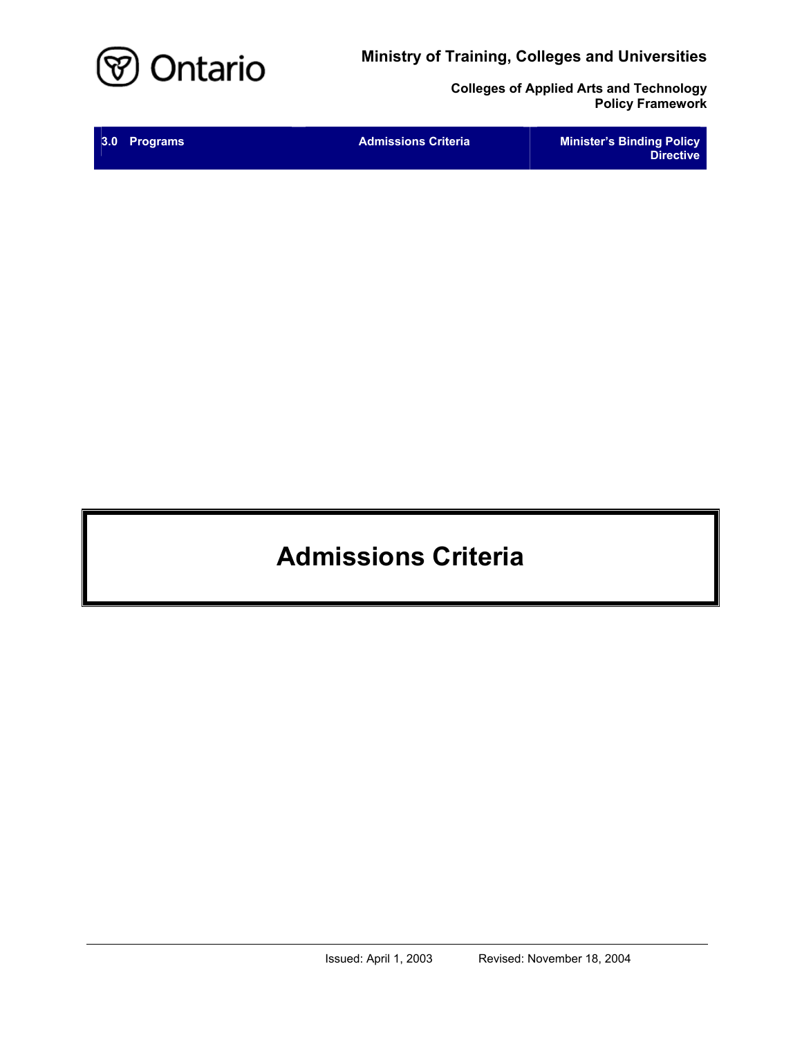**Ministry of Training, Colleges and Universities**

**Colleges of Applied Arts and Technology Policy Framework**

| 3.0 Programs | Admissions Criteria | Minister's Binding Policy Directive |
| --- | --- | --- |

# Admissions Criteria

Issued: April 1, 2003 Revised: November 18, 2004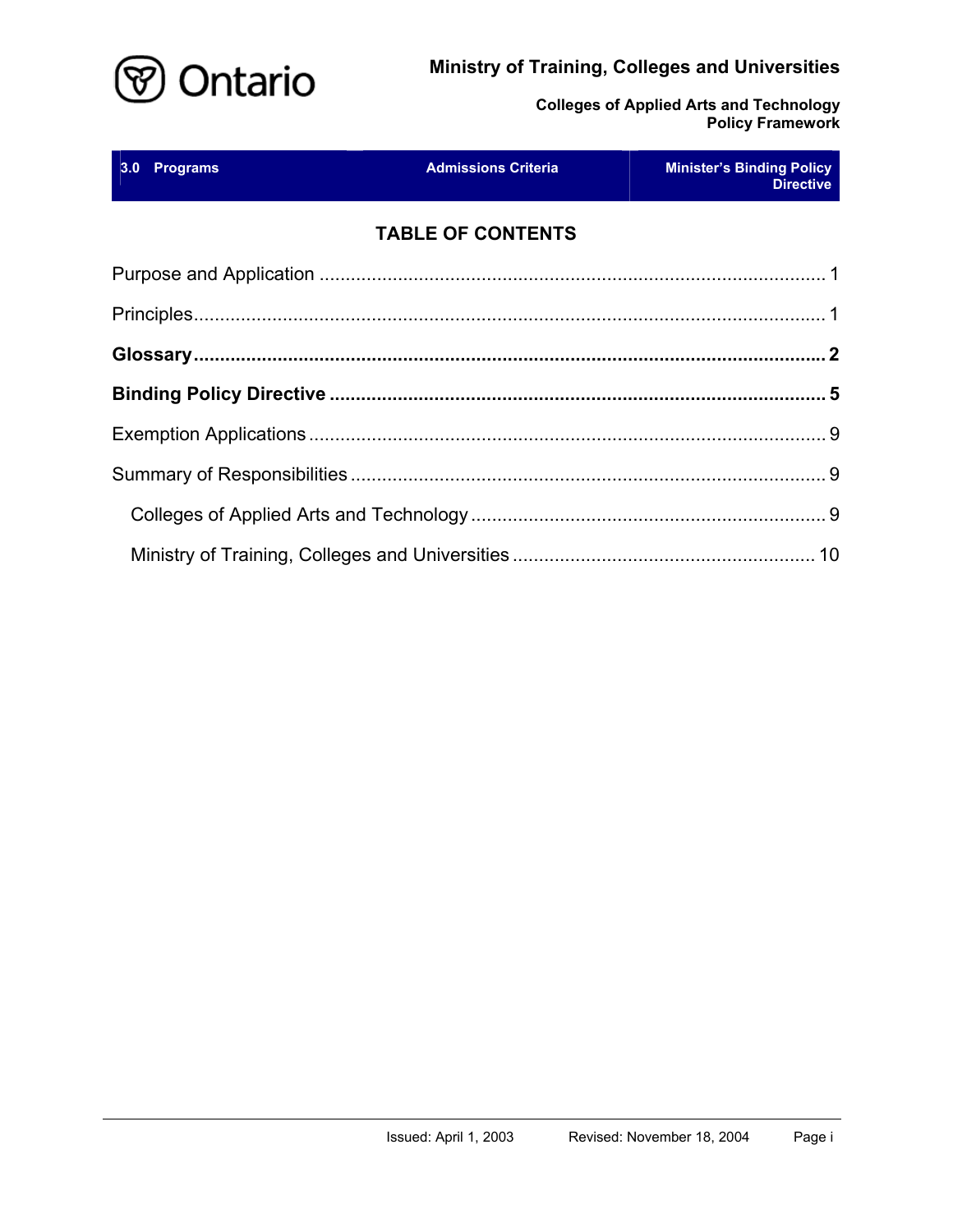| 3.0 Programs | Admissions Criteria | Minister's Binding Policy Directive |
|---|---|---|

## TABLE OF CONTENTS

Purpose and Application ........................................................................................ 1

Principles................................................................................................................ 1

**Glossary ................................................................................................................ 2**

**Binding Policy Directive ....................................................................................... 5**

Exemption Applications .......................................................................................... 9

Summary of Responsibilities .................................................................................. 9

- Colleges of Applied Arts and Technology ........................................................... 9
- Ministry of Training, Colleges and Universities ................................................. 10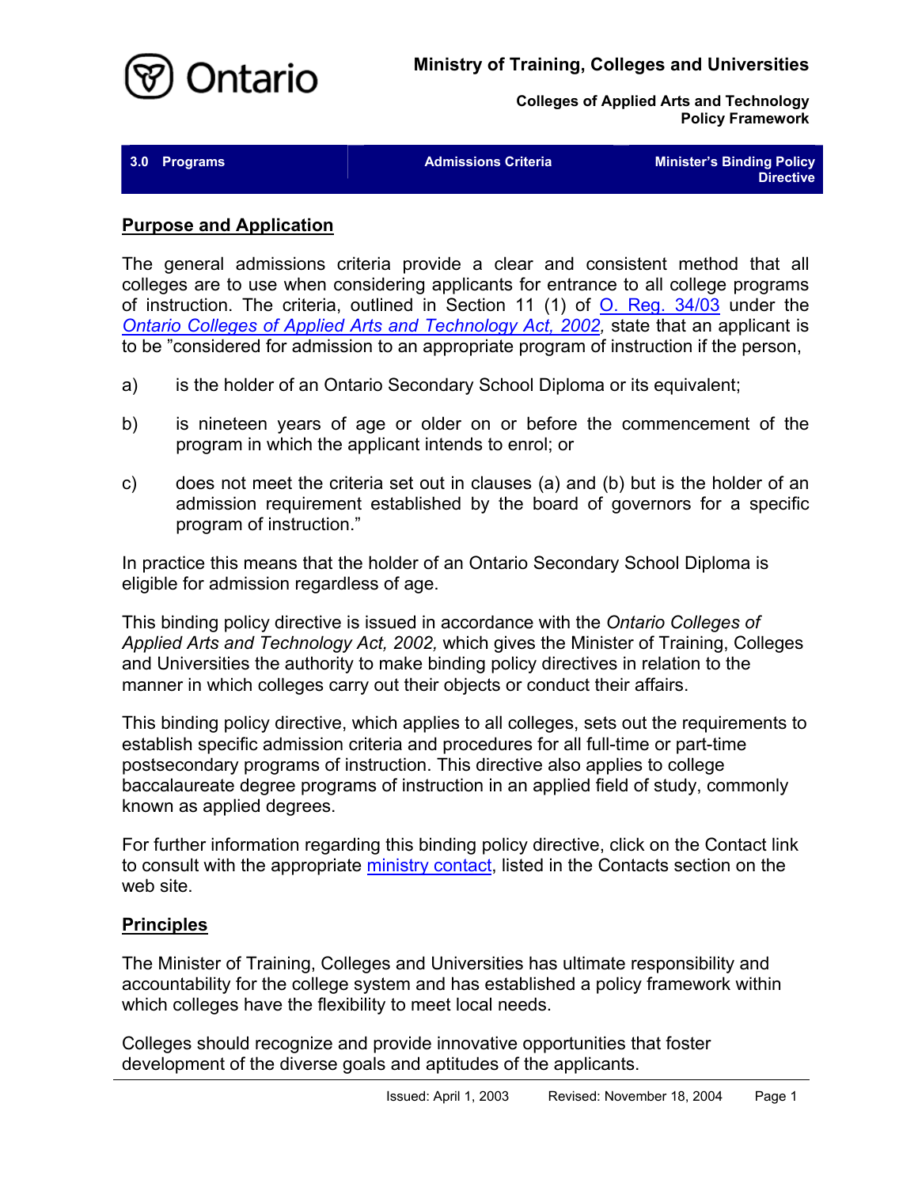| 3.0 Programs | Admissions Criteria | Minister's Binding Policy Directive |
|---|---|---|

## Purpose and Application

The general admissions criteria provide a clear and consistent method that all colleges are to use when considering applicants for entrance to all college programs of instruction. The criteria, outlined in Section 11 (1) of O. Reg. 34/03 under the *Ontario Colleges of Applied Arts and Technology Act, 2002*, state that an applicant is to be "considered for admission to an appropriate program of instruction if the person,

a) is the holder of an Ontario Secondary School Diploma or its equivalent;

b) is nineteen years of age or older on or before the commencement of the program in which the applicant intends to enrol; or

c) does not meet the criteria set out in clauses (a) and (b) but is the holder of an admission requirement established by the board of governors for a specific program of instruction."

In practice this means that the holder of an Ontario Secondary School Diploma is eligible for admission regardless of age.

This binding policy directive is issued in accordance with the *Ontario Colleges of Applied Arts and Technology Act, 2002,* which gives the Minister of Training, Colleges and Universities the authority to make binding policy directives in relation to the manner in which colleges carry out their objects or conduct their affairs.

This binding policy directive, which applies to all colleges, sets out the requirements to establish specific admission criteria and procedures for all full-time or part-time postsecondary programs of instruction. This directive also applies to college baccalaureate degree programs of instruction in an applied field of study, commonly known as applied degrees.

For further information regarding this binding policy directive, click on the Contact link to consult with the appropriate ministry contact, listed in the Contacts section on the web site.

## Principles

The Minister of Training, Colleges and Universities has ultimate responsibility and accountability for the college system and has established a policy framework within which colleges have the flexibility to meet local needs.

Colleges should recognize and provide innovative opportunities that foster development of the diverse goals and aptitudes of the applicants.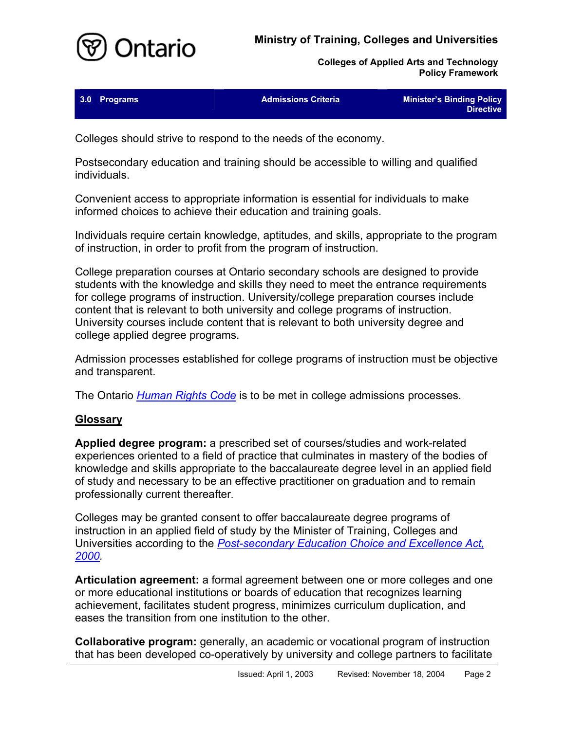Colleges should strive to respond to the needs of the economy.

Postsecondary education and training should be accessible to willing and qualified individuals.

Convenient access to appropriate information is essential for individuals to make informed choices to achieve their education and training goals.

Individuals require certain knowledge, aptitudes, and skills, appropriate to the program of instruction, in order to profit from the program of instruction.

College preparation courses at Ontario secondary schools are designed to provide students with the knowledge and skills they need to meet the entrance requirements for college programs of instruction. University/college preparation courses include content that is relevant to both university and college programs of instruction. University courses include content that is relevant to both university degree and college applied degree programs.

Admission processes established for college programs of instruction must be objective and transparent.

The Ontario *Human Rights Code* is to be met in college admissions processes.

## Glossary

**Applied degree program:** a prescribed set of courses/studies and work-related experiences oriented to a field of practice that culminates in mastery of the bodies of knowledge and skills appropriate to the baccalaureate degree level in an applied field of study and necessary to be an effective practitioner on graduation and to remain professionally current thereafter.

Colleges may be granted consent to offer baccalaureate degree programs of instruction in an applied field of study by the Minister of Training, Colleges and Universities according to the *Post-secondary Education Choice and Excellence Act, 2000*.

**Articulation agreement:** a formal agreement between one or more colleges and one or more educational institutions or boards of education that recognizes learning achievement, facilitates student progress, minimizes curriculum duplication, and eases the transition from one institution to the other.

**Collaborative program:** generally, an academic or vocational program of instruction that has been developed co-operatively by university and college partners to facilitate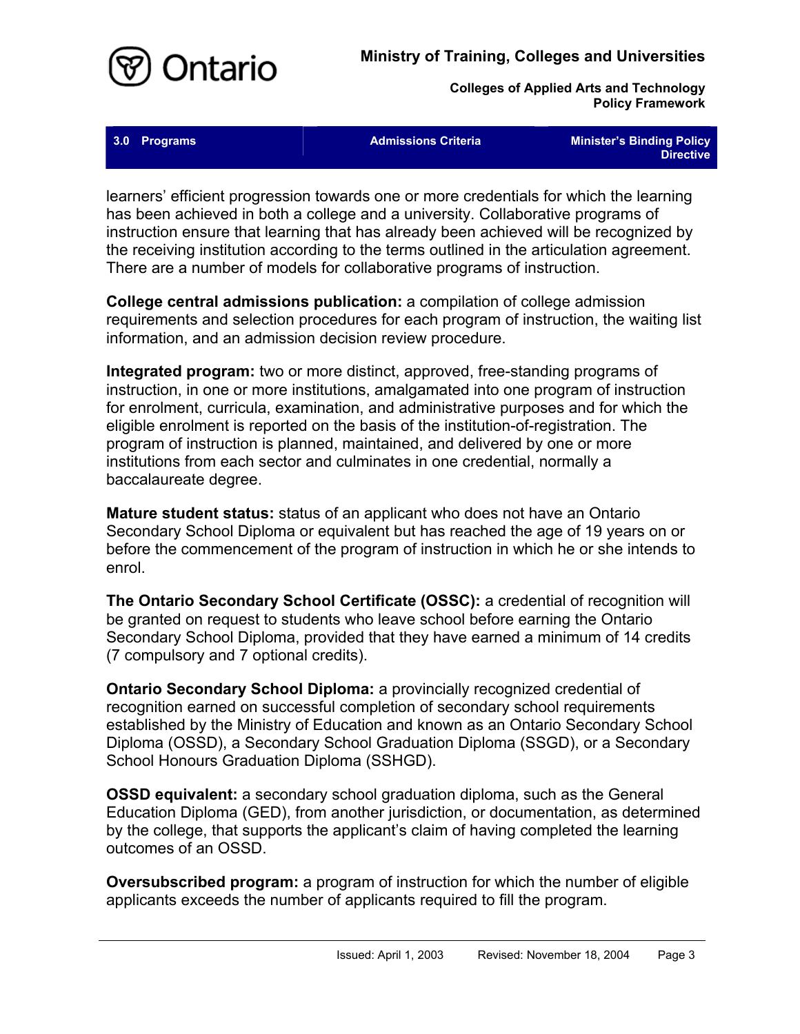learners' efficient progression towards one or more credentials for which the learning has been achieved in both a college and a university. Collaborative programs of instruction ensure that learning that has already been achieved will be recognized by the receiving institution according to the terms outlined in the articulation agreement. There are a number of models for collaborative programs of instruction.

**College central admissions publication:** a compilation of college admission requirements and selection procedures for each program of instruction, the waiting list information, and an admission decision review procedure.

**Integrated program:** two or more distinct, approved, free-standing programs of instruction, in one or more institutions, amalgamated into one program of instruction for enrolment, curricula, examination, and administrative purposes and for which the eligible enrolment is reported on the basis of the institution-of-registration. The program of instruction is planned, maintained, and delivered by one or more institutions from each sector and culminates in one credential, normally a baccalaureate degree.

**Mature student status:** status of an applicant who does not have an Ontario Secondary School Diploma or equivalent but has reached the age of 19 years on or before the commencement of the program of instruction in which he or she intends to enrol.

**The Ontario Secondary School Certificate (OSSC):** a credential of recognition will be granted on request to students who leave school before earning the Ontario Secondary School Diploma, provided that they have earned a minimum of 14 credits (7 compulsory and 7 optional credits).

**Ontario Secondary School Diploma:** a provincially recognized credential of recognition earned on successful completion of secondary school requirements established by the Ministry of Education and known as an Ontario Secondary School Diploma (OSSD), a Secondary School Graduation Diploma (SSGD), or a Secondary School Honours Graduation Diploma (SSHGD).

**OSSD equivalent:** a secondary school graduation diploma, such as the General Education Diploma (GED), from another jurisdiction, or documentation, as determined by the college, that supports the applicant's claim of having completed the learning outcomes of an OSSD.

**Oversubscribed program:** a program of instruction for which the number of eligible applicants exceeds the number of applicants required to fill the program.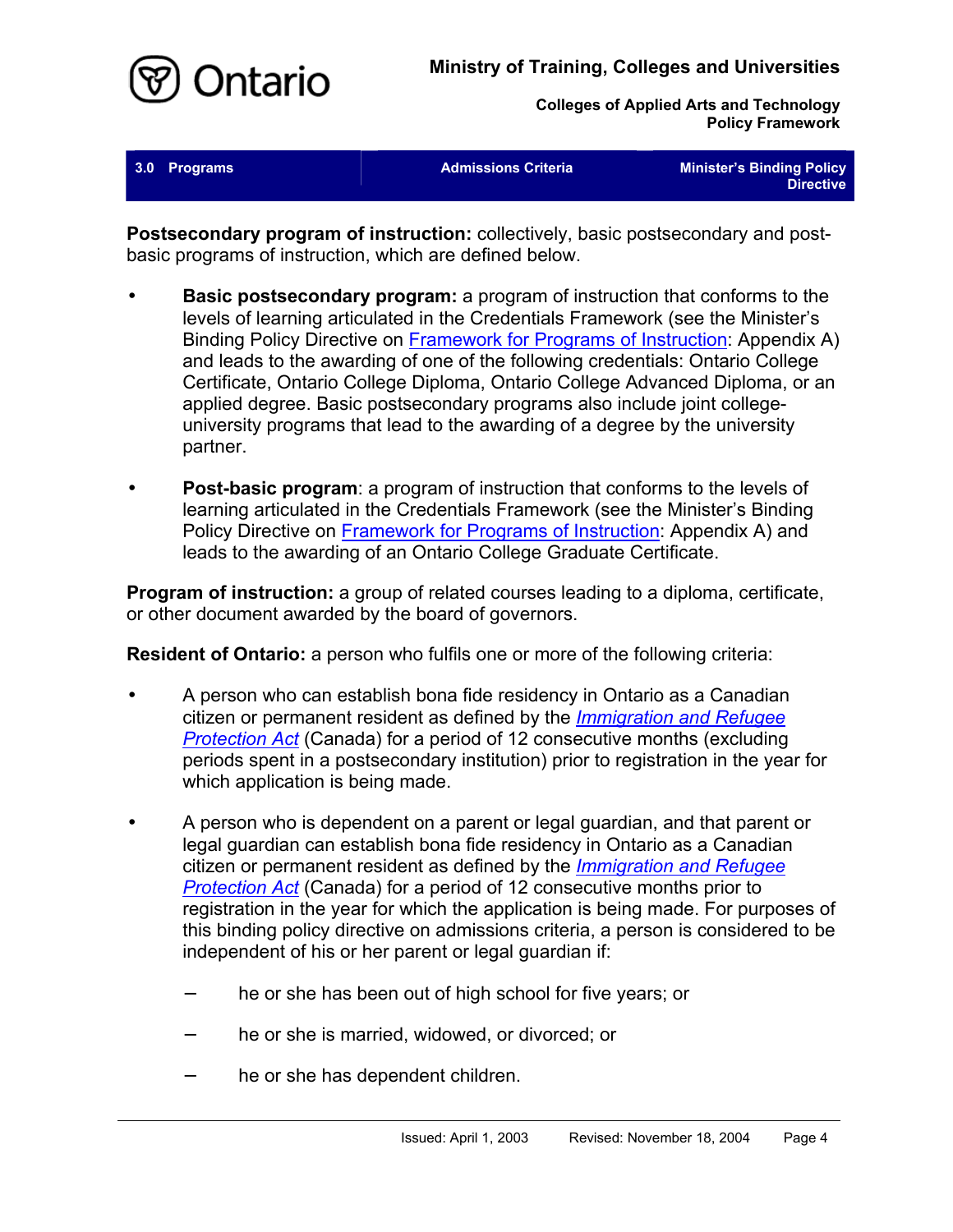**Postsecondary program of instruction:** collectively, basic postsecondary and post-basic programs of instruction, which are defined below.

- **Basic postsecondary program:** a program of instruction that conforms to the levels of learning articulated in the Credentials Framework (see the Minister's Binding Policy Directive on Framework for Programs of Instruction: Appendix A) and leads to the awarding of one of the following credentials: Ontario College Certificate, Ontario College Diploma, Ontario College Advanced Diploma, or an applied degree. Basic postsecondary programs also include joint college-university programs that lead to the awarding of a degree by the university partner.

- **Post-basic program**: a program of instruction that conforms to the levels of learning articulated in the Credentials Framework (see the Minister's Binding Policy Directive on Framework for Programs of Instruction: Appendix A) and leads to the awarding of an Ontario College Graduate Certificate.

**Program of instruction:** a group of related courses leading to a diploma, certificate, or other document awarded by the board of governors.

**Resident of Ontario:** a person who fulfils one or more of the following criteria:

- A person who can establish bona fide residency in Ontario as a Canadian citizen or permanent resident as defined by the *Immigration and Refugee Protection Act* (Canada) for a period of 12 consecutive months (excluding periods spent in a postsecondary institution) prior to registration in the year for which application is being made.

- A person who is dependent on a parent or legal guardian, and that parent or legal guardian can establish bona fide residency in Ontario as a Canadian citizen or permanent resident as defined by the *Immigration and Refugee Protection Act* (Canada) for a period of 12 consecutive months prior to registration in the year for which the application is being made. For purposes of this binding policy directive on admissions criteria, a person is considered to be independent of his or her parent or legal guardian if:

  - he or she has been out of high school for five years; or
  - he or she is married, widowed, or divorced; or
  - he or she has dependent children.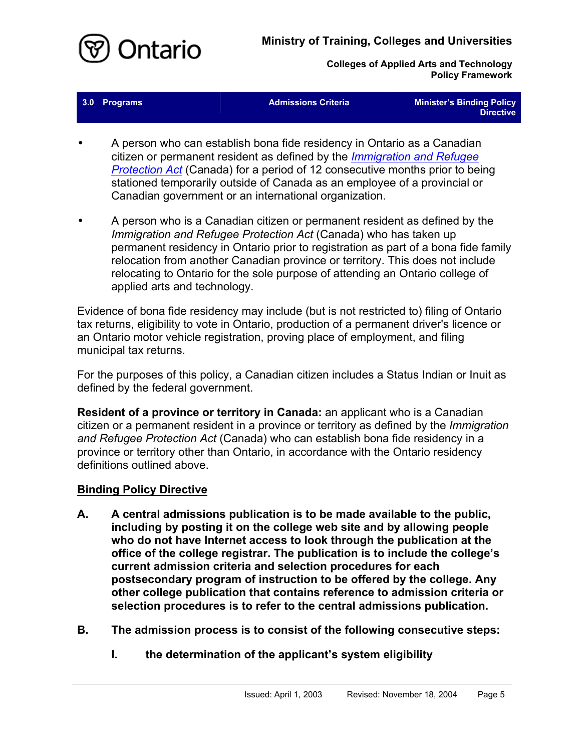- A person who can establish bona fide residency in Ontario as a Canadian citizen or permanent resident as defined by the *Immigration and Refugee Protection Act* (Canada) for a period of 12 consecutive months prior to being stationed temporarily outside of Canada as an employee of a provincial or Canadian government or an international organization.

- A person who is a Canadian citizen or permanent resident as defined by the *Immigration and Refugee Protection Act* (Canada) who has taken up permanent residency in Ontario prior to registration as part of a bona fide family relocation from another Canadian province or territory. This does not include relocating to Ontario for the sole purpose of attending an Ontario college of applied arts and technology.

Evidence of bona fide residency may include (but is not restricted to) filing of Ontario tax returns, eligibility to vote in Ontario, production of a permanent driver's licence or an Ontario motor vehicle registration, proving place of employment, and filing municipal tax returns.

For the purposes of this policy, a Canadian citizen includes a Status Indian or Inuit as defined by the federal government.

**Resident of a province or territory in Canada:** an applicant who is a Canadian citizen or a permanent resident in a province or territory as defined by the *Immigration and Refugee Protection Act* (Canada) who can establish bona fide residency in a province or territory other than Ontario, in accordance with the Ontario residency definitions outlined above.

## Binding Policy Directive

**A. A central admissions publication is to be made available to the public, including by posting it on the college web site and by allowing people who do not have Internet access to look through the publication at the office of the college registrar. The publication is to include the college's current admission criteria and selection procedures for each postsecondary program of instruction to be offered by the college. Any other college publication that contains reference to admission criteria or selection procedures is to refer to the central admissions publication.**

**B. The admission process is to consist of the following consecutive steps:**

**I. the determination of the applicant's system eligibility**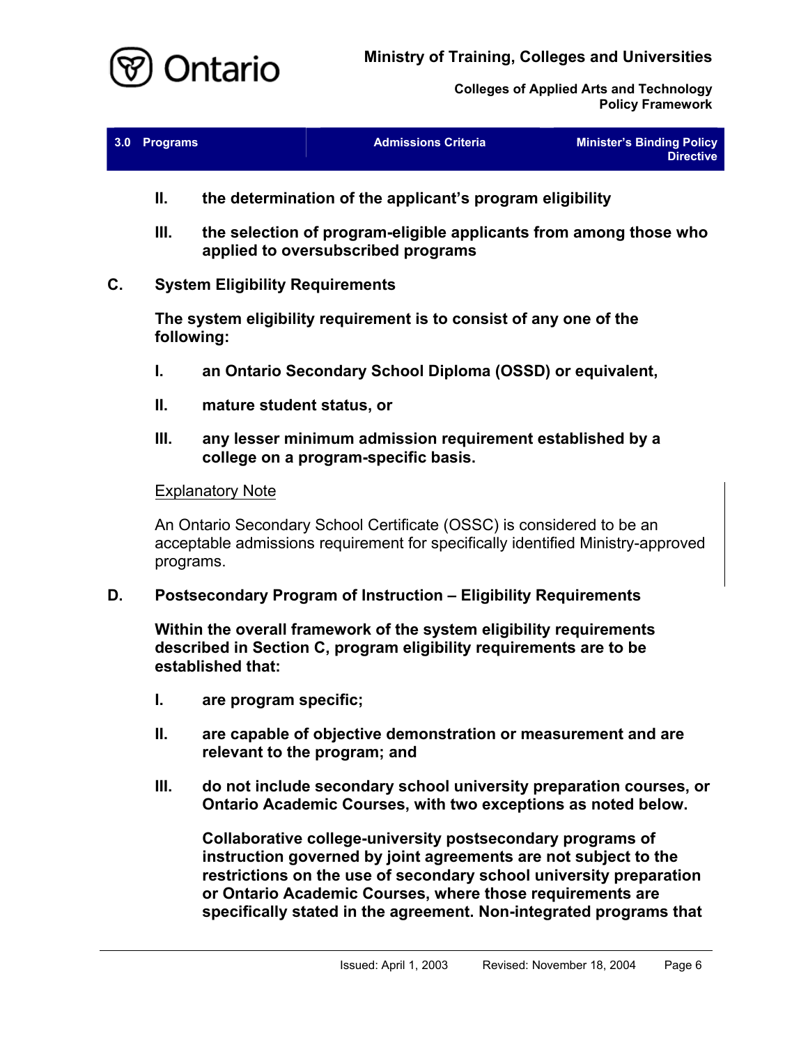II. **the determination of the applicant's program eligibility**

III. **the selection of program-eligible applicants from among those who applied to oversubscribed programs**

## C. System Eligibility Requirements

**The system eligibility requirement is to consist of any one of the following:**

I. **an Ontario Secondary School Diploma (OSSD) or equivalent,**

II. **mature student status, or**

III. **any lesser minimum admission requirement established by a college on a program-specific basis.**

<u>Explanatory Note</u>

An Ontario Secondary School Certificate (OSSC) is considered to be an acceptable admissions requirement for specifically identified Ministry-approved programs.

## D. Postsecondary Program of Instruction – Eligibility Requirements

**Within the overall framework of the system eligibility requirements described in Section C, program eligibility requirements are to be established that:**

I. **are program specific;**

II. **are capable of objective demonstration or measurement and are relevant to the program; and**

III. **do not include secondary school university preparation courses, or Ontario Academic Courses, with two exceptions as noted below.**

**Collaborative college-university postsecondary programs of instruction governed by joint agreements are not subject to the restrictions on the use of secondary school university preparation or Ontario Academic Courses, where those requirements are specifically stated in the agreement. Non-integrated programs that**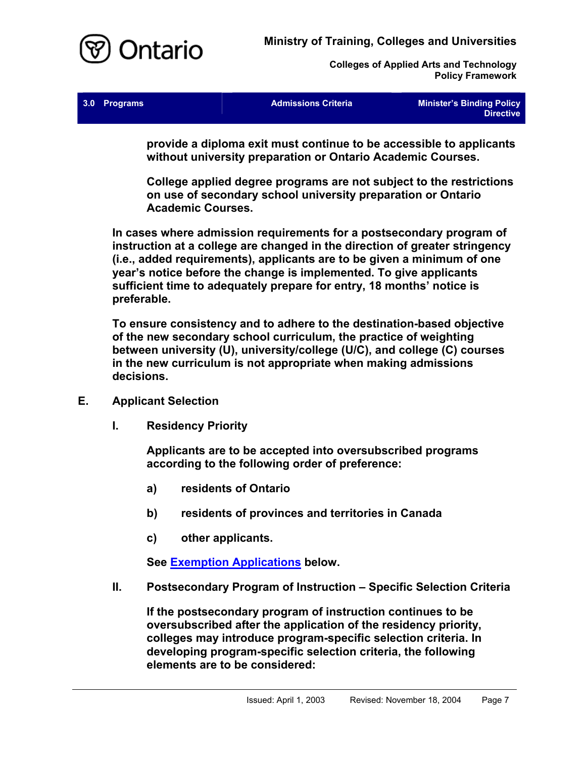**provide a diploma exit must continue to be accessible to applicants without university preparation or Ontario Academic Courses.**

**College applied degree programs are not subject to the restrictions on use of secondary school university preparation or Ontario Academic Courses.**

**In cases where admission requirements for a postsecondary program of instruction at a college are changed in the direction of greater stringency (i.e., added requirements), applicants are to be given a minimum of one year's notice before the change is implemented. To give applicants sufficient time to adequately prepare for entry, 18 months' notice is preferable.**

**To ensure consistency and to adhere to the destination-based objective of the new secondary school curriculum, the practice of weighting between university (U), university/college (U/C), and college (C) courses in the new curriculum is not appropriate when making admissions decisions.**

## E. Applicant Selection

### I. Residency Priority

**Applicants are to be accepted into oversubscribed programs according to the following order of preference:**

**a) residents of Ontario**

**b) residents of provinces and territories in Canada**

**c) other applicants.**

**See Exemption Applications below.**

### II. Postsecondary Program of Instruction – Specific Selection Criteria

**If the postsecondary program of instruction continues to be oversubscribed after the application of the residency priority, colleges may introduce program-specific selection criteria. In developing program-specific selection criteria, the following elements are to be considered:**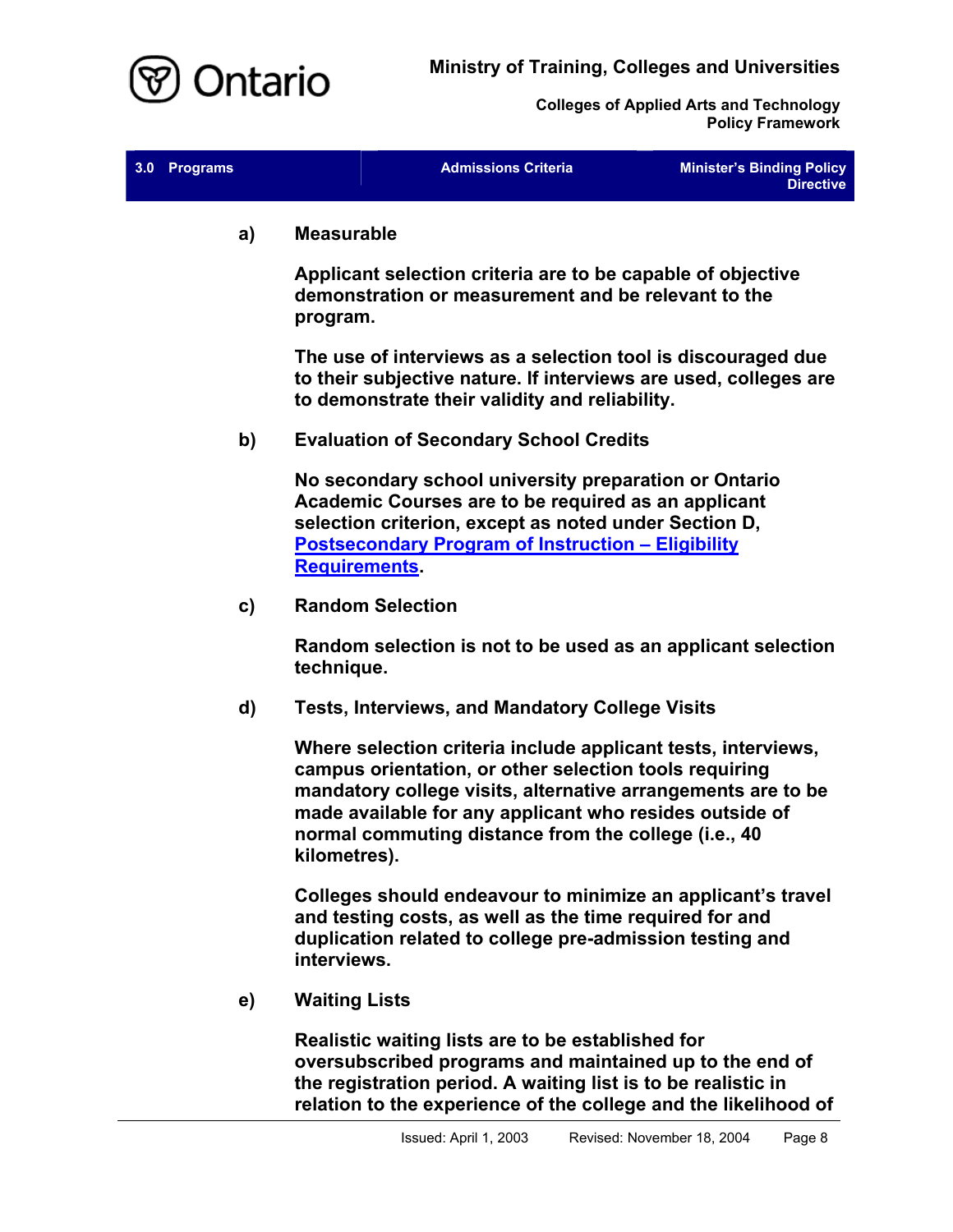a) **Measurable**

**Applicant selection criteria are to be capable of objective demonstration or measurement and be relevant to the program.**

**The use of interviews as a selection tool is discouraged due to their subjective nature. If interviews are used, colleges are to demonstrate their validity and reliability.**

b) **Evaluation of Secondary School Credits**

**No secondary school university preparation or Ontario Academic Courses are to be required as an applicant selection criterion, except as noted under Section D, [Postsecondary Program of Instruction – Eligibility Requirements](#).**

c) **Random Selection**

**Random selection is not to be used as an applicant selection technique.**

d) **Tests, Interviews, and Mandatory College Visits**

**Where selection criteria include applicant tests, interviews, campus orientation, or other selection tools requiring mandatory college visits, alternative arrangements are to be made available for any applicant who resides outside of normal commuting distance from the college (i.e., 40 kilometres).**

**Colleges should endeavour to minimize an applicant's travel and testing costs, as well as the time required for and duplication related to college pre-admission testing and interviews.**

e) **Waiting Lists**

**Realistic waiting lists are to be established for oversubscribed programs and maintained up to the end of the registration period. A waiting list is to be realistic in relation to the experience of the college and the likelihood of**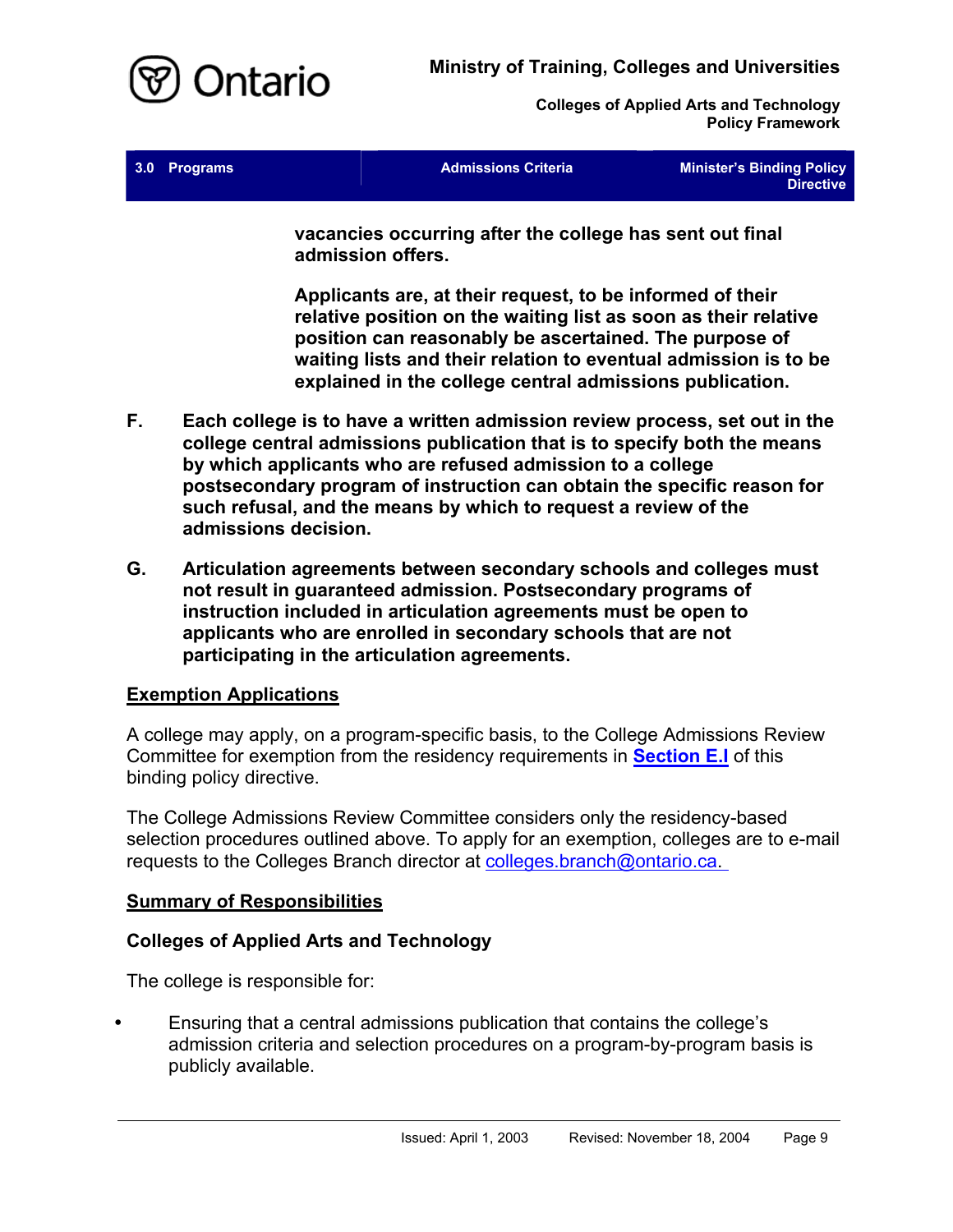**vacancies occurring after the college has sent out final admission offers.**

**Applicants are, at their request, to be informed of their relative position on the waiting list as soon as their relative position can reasonably be ascertained. The purpose of waiting lists and their relation to eventual admission is to be explained in the college central admissions publication.**

**F. Each college is to have a written admission review process, set out in the college central admissions publication that is to specify both the means by which applicants who are refused admission to a college postsecondary program of instruction can obtain the specific reason for such refusal, and the means by which to request a review of the admissions decision.**

**G. Articulation agreements between secondary schools and colleges must not result in guaranteed admission. Postsecondary programs of instruction included in articulation agreements must be open to applicants who are enrolled in secondary schools that are not participating in the articulation agreements.**

## Exemption Applications

A college may apply, on a program-specific basis, to the College Admissions Review Committee for exemption from the residency requirements in **Section E.I** of this binding policy directive.

The College Admissions Review Committee considers only the residency-based selection procedures outlined above. To apply for an exemption, colleges are to e-mail requests to the Colleges Branch director at colleges.branch@ontario.ca.

## Summary of Responsibilities

### Colleges of Applied Arts and Technology

The college is responsible for:

- Ensuring that a central admissions publication that contains the college's admission criteria and selection procedures on a program-by-program basis is publicly available.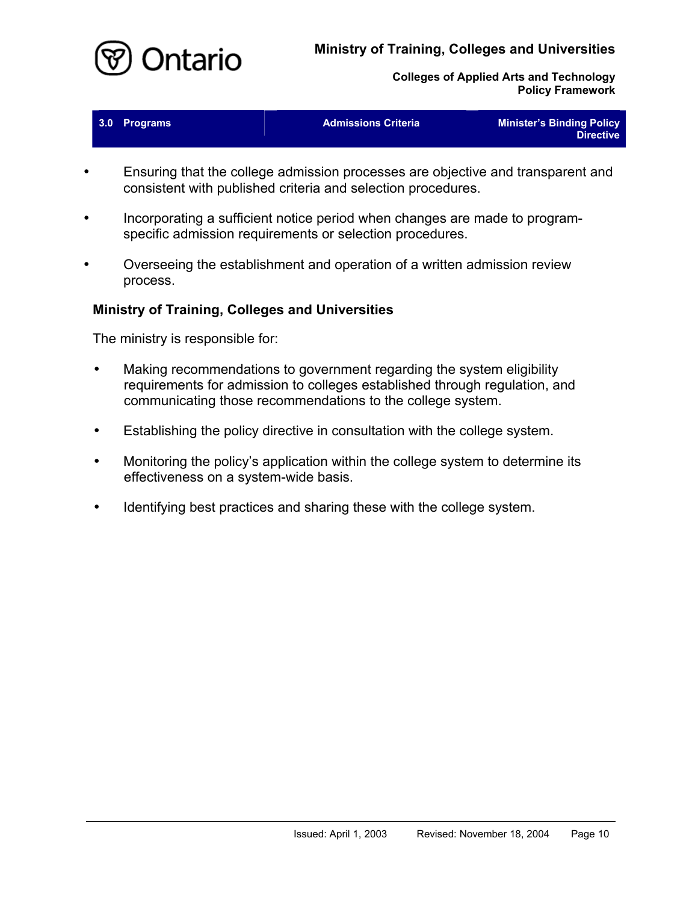- Ensuring that the college admission processes are objective and transparent and consistent with published criteria and selection procedures.

- Incorporating a sufficient notice period when changes are made to program-specific admission requirements or selection procedures.

- Overseeing the establishment and operation of a written admission review process.

**Ministry of Training, Colleges and Universities**

The ministry is responsible for:

- Making recommendations to government regarding the system eligibility requirements for admission to colleges established through regulation, and communicating those recommendations to the college system.

- Establishing the policy directive in consultation with the college system.

- Monitoring the policy's application within the college system to determine its effectiveness on a system-wide basis.

- Identifying best practices and sharing these with the college system.